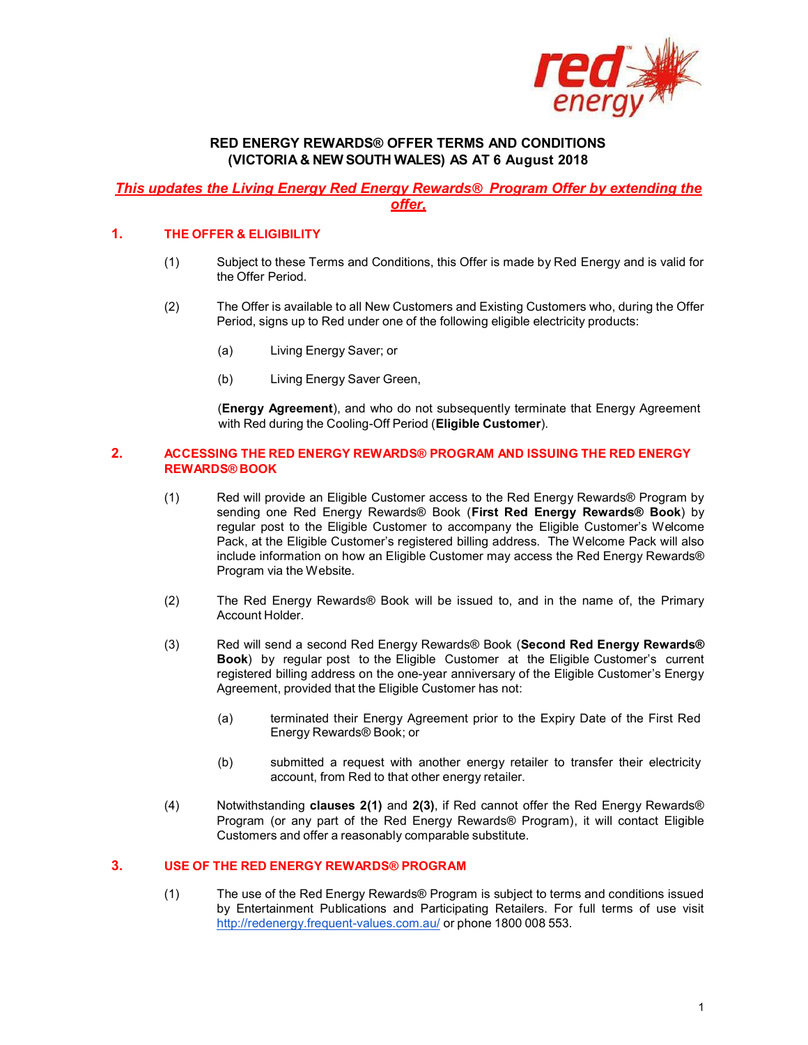# RED ENERGY REWARDS® OFFER TERMS AND CONDITIONS (VICTORIA & NEW SOUTH WALES) AS AT 6 August 2018

***This updates the Living Energy Red Energy Rewards® Program Offer by extending the offer.***

## 1. THE OFFER & ELIGIBILITY

(1) Subject to these Terms and Conditions, this Offer is made by Red Energy and is valid for the Offer Period.

(2) The Offer is available to all New Customers and Existing Customers who, during the Offer Period, signs up to Red under one of the following eligible electricity products:

(a) Living Energy Saver; or

(b) Living Energy Saver Green,

(**Energy Agreement**), and who do not subsequently terminate that Energy Agreement with Red during the Cooling-Off Period (**Eligible Customer**).

## 2. ACCESSING THE RED ENERGY REWARDS® PROGRAM AND ISSUING THE RED ENERGY REWARDS® BOOK

(1) Red will provide an Eligible Customer access to the Red Energy Rewards® Program by sending one Red Energy Rewards® Book (**First Red Energy Rewards® Book**) by regular post to the Eligible Customer to accompany the Eligible Customer's Welcome Pack, at the Eligible Customer's registered billing address. The Welcome Pack will also include information on how an Eligible Customer may access the Red Energy Rewards® Program via the Website.

(2) The Red Energy Rewards® Book will be issued to, and in the name of, the Primary Account Holder.

(3) Red will send a second Red Energy Rewards® Book (**Second Red Energy Rewards® Book**) by regular post to the Eligible Customer at the Eligible Customer's current registered billing address on the one-year anniversary of the Eligible Customer's Energy Agreement, provided that the Eligible Customer has not:

(a) terminated their Energy Agreement prior to the Expiry Date of the First Red Energy Rewards® Book; or

(b) submitted a request with another energy retailer to transfer their electricity account, from Red to that other energy retailer.

(4) Notwithstanding **clauses 2(1)** and **2(3)**, if Red cannot offer the Red Energy Rewards® Program (or any part of the Red Energy Rewards® Program), it will contact Eligible Customers and offer a reasonably comparable substitute.

## 3. USE OF THE RED ENERGY REWARDS® PROGRAM

(1) The use of the Red Energy Rewards® Program is subject to terms and conditions issued by Entertainment Publications and Participating Retailers. For full terms of use visit http://redenergy.frequent-values.com.au/ or phone 1800 008 553.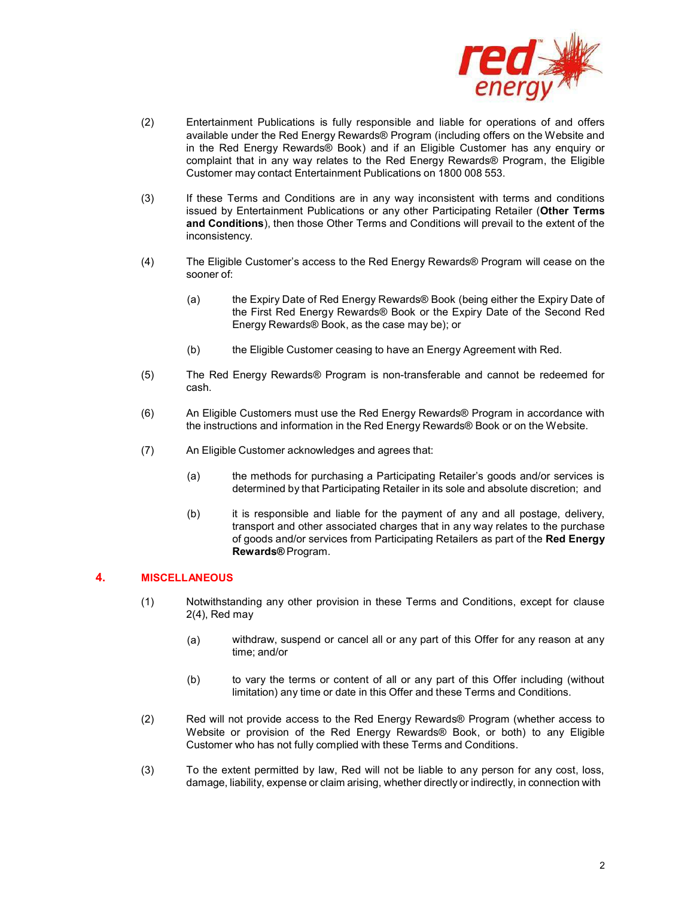(2) Entertainment Publications is fully responsible and liable for operations of and offers available under the Red Energy Rewards® Program (including offers on the Website and in the Red Energy Rewards® Book) and if an Eligible Customer has any enquiry or complaint that in any way relates to the Red Energy Rewards® Program, the Eligible Customer may contact Entertainment Publications on 1800 008 553.

(3) If these Terms and Conditions are in any way inconsistent with terms and conditions issued by Entertainment Publications or any other Participating Retailer (**Other Terms and Conditions**), then those Other Terms and Conditions will prevail to the extent of the inconsistency.

(4) The Eligible Customer's access to the Red Energy Rewards® Program will cease on the sooner of:

(a) the Expiry Date of Red Energy Rewards® Book (being either the Expiry Date of the First Red Energy Rewards® Book or the Expiry Date of the Second Red Energy Rewards® Book, as the case may be); or

(b) the Eligible Customer ceasing to have an Energy Agreement with Red.

(5) The Red Energy Rewards® Program is non-transferable and cannot be redeemed for cash.

(6) An Eligible Customers must use the Red Energy Rewards® Program in accordance with the instructions and information in the Red Energy Rewards® Book or on the Website.

(7) An Eligible Customer acknowledges and agrees that:

(a) the methods for purchasing a Participating Retailer's goods and/or services is determined by that Participating Retailer in its sole and absolute discretion; and

(b) it is responsible and liable for the payment of any and all postage, delivery, transport and other associated charges that in any way relates to the purchase of goods and/or services from Participating Retailers as part of the **Red Energy Rewards®** Program.

## 4. MISCELLANEOUS

(1) Notwithstanding any other provision in these Terms and Conditions, except for clause 2(4), Red may

(a) withdraw, suspend or cancel all or any part of this Offer for any reason at any time; and/or

(b) to vary the terms or content of all or any part of this Offer including (without limitation) any time or date in this Offer and these Terms and Conditions.

(2) Red will not provide access to the Red Energy Rewards® Program (whether access to Website or provision of the Red Energy Rewards® Book, or both) to any Eligible Customer who has not fully complied with these Terms and Conditions.

(3) To the extent permitted by law, Red will not be liable to any person for any cost, loss, damage, liability, expense or claim arising, whether directly or indirectly, in connection with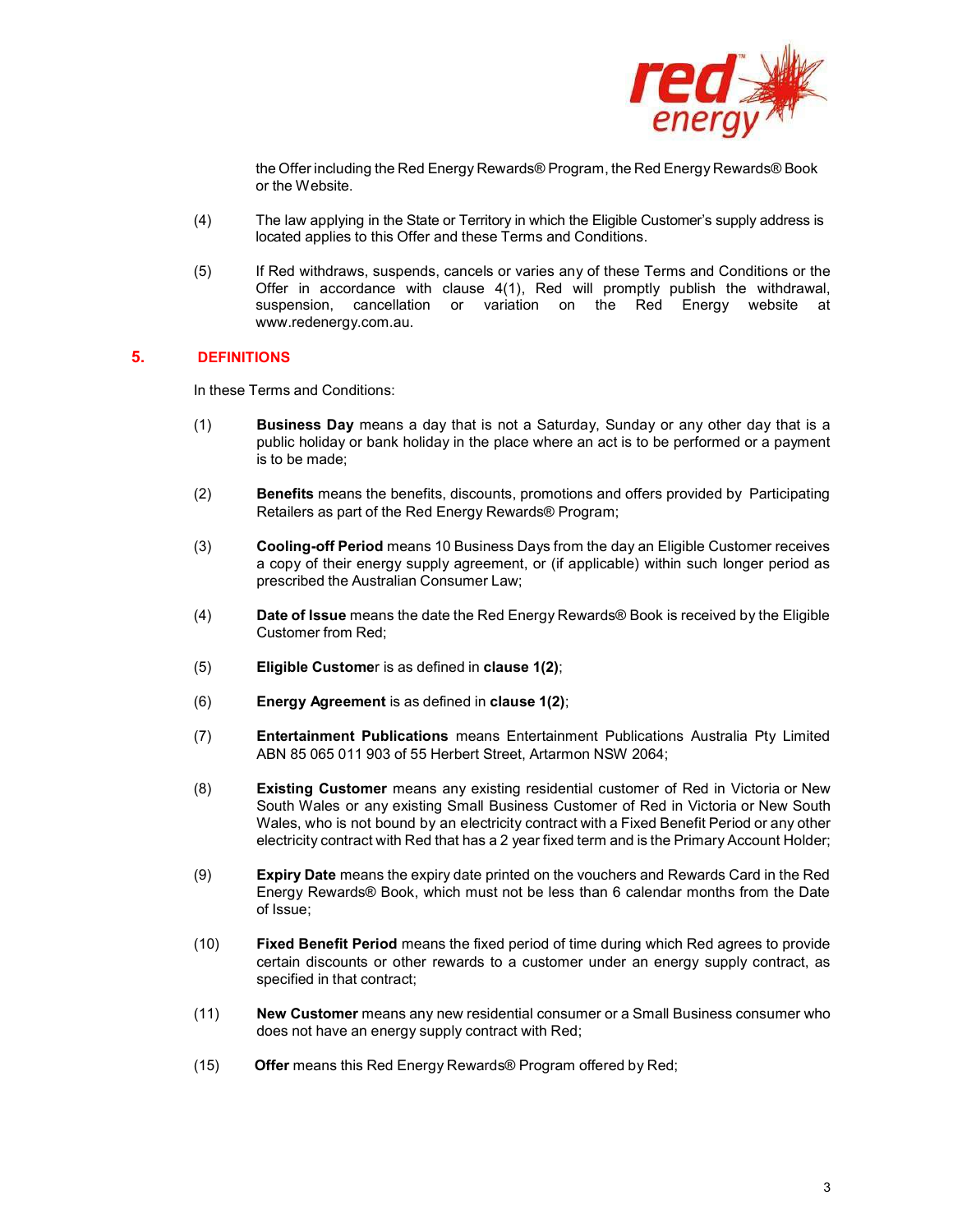the Offer including the Red Energy Rewards® Program, the Red Energy Rewards® Book or the Website.

(4) The law applying in the State or Territory in which the Eligible Customer's supply address is located applies to this Offer and these Terms and Conditions.

(5) If Red withdraws, suspends, cancels or varies any of these Terms and Conditions or the Offer in accordance with clause 4(1), Red will promptly publish the withdrawal, suspension, cancellation or variation on the Red Energy website at www.redenergy.com.au.

## 5. DEFINITIONS

In these Terms and Conditions:

(1) **Business Day** means a day that is not a Saturday, Sunday or any other day that is a public holiday or bank holiday in the place where an act is to be performed or a payment is to be made;

(2) **Benefits** means the benefits, discounts, promotions and offers provided by Participating Retailers as part of the Red Energy Rewards® Program;

(3) **Cooling-off Period** means 10 Business Days from the day an Eligible Customer receives a copy of their energy supply agreement, or (if applicable) within such longer period as prescribed the Australian Consumer Law;

(4) **Date of Issue** means the date the Red Energy Rewards® Book is received by the Eligible Customer from Red;

(5) **Eligible Customer** is as defined in **clause 1(2)**;

(6) **Energy Agreement** is as defined in **clause 1(2)**;

(7) **Entertainment Publications** means Entertainment Publications Australia Pty Limited ABN 85 065 011 903 of 55 Herbert Street, Artarmon NSW 2064;

(8) **Existing Customer** means any existing residential customer of Red in Victoria or New South Wales or any existing Small Business Customer of Red in Victoria or New South Wales, who is not bound by an electricity contract with a Fixed Benefit Period or any other electricity contract with Red that has a 2 year fixed term and is the Primary Account Holder;

(9) **Expiry Date** means the expiry date printed on the vouchers and Rewards Card in the Red Energy Rewards® Book, which must not be less than 6 calendar months from the Date of Issue;

(10) **Fixed Benefit Period** means the fixed period of time during which Red agrees to provide certain discounts or other rewards to a customer under an energy supply contract, as specified in that contract;

(11) **New Customer** means any new residential consumer or a Small Business consumer who does not have an energy supply contract with Red;

(15) **Offer** means this Red Energy Rewards® Program offered by Red;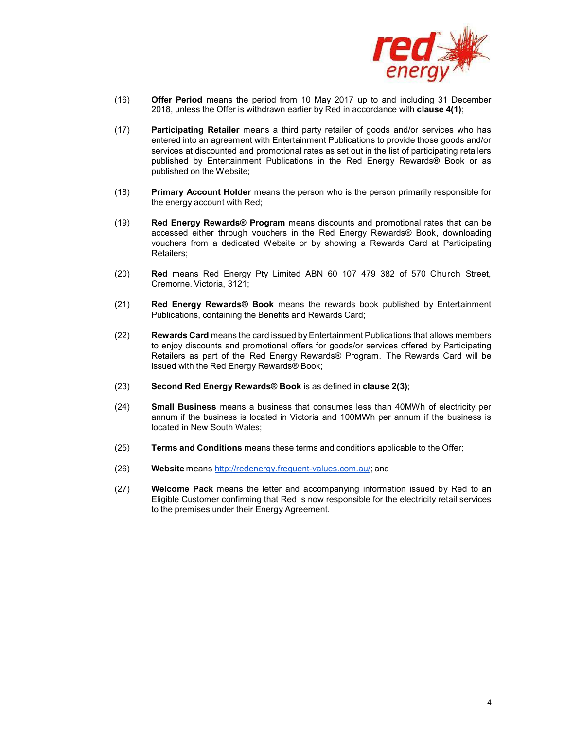(16) **Offer Period** means the period from 10 May 2017 up to and including 31 December 2018, unless the Offer is withdrawn earlier by Red in accordance with **clause 4(1)**;

(17) **Participating Retailer** means a third party retailer of goods and/or services who has entered into an agreement with Entertainment Publications to provide those goods and/or services at discounted and promotional rates as set out in the list of participating retailers published by Entertainment Publications in the Red Energy Rewards® Book or as published on the Website;

(18) **Primary Account Holder** means the person who is the person primarily responsible for the energy account with Red;

(19) **Red Energy Rewards® Program** means discounts and promotional rates that can be accessed either through vouchers in the Red Energy Rewards® Book, downloading vouchers from a dedicated Website or by showing a Rewards Card at Participating Retailers;

(20) **Red** means Red Energy Pty Limited ABN 60 107 479 382 of 570 Church Street, Cremorne. Victoria, 3121;

(21) **Red Energy Rewards® Book** means the rewards book published by Entertainment Publications, containing the Benefits and Rewards Card;

(22) **Rewards Card** means the card issued by Entertainment Publications that allows members to enjoy discounts and promotional offers for goods/or services offered by Participating Retailers as part of the Red Energy Rewards® Program. The Rewards Card will be issued with the Red Energy Rewards® Book;

(23) **Second Red Energy Rewards® Book** is as defined in **clause 2(3)**;

(24) **Small Business** means a business that consumes less than 40MWh of electricity per annum if the business is located in Victoria and 100MWh per annum if the business is located in New South Wales;

(25) **Terms and Conditions** means these terms and conditions applicable to the Offer;

(26) **Website** means http://redenergy.frequent-values.com.au/; and

(27) **Welcome Pack** means the letter and accompanying information issued by Red to an Eligible Customer confirming that Red is now responsible for the electricity retail services to the premises under their Energy Agreement.